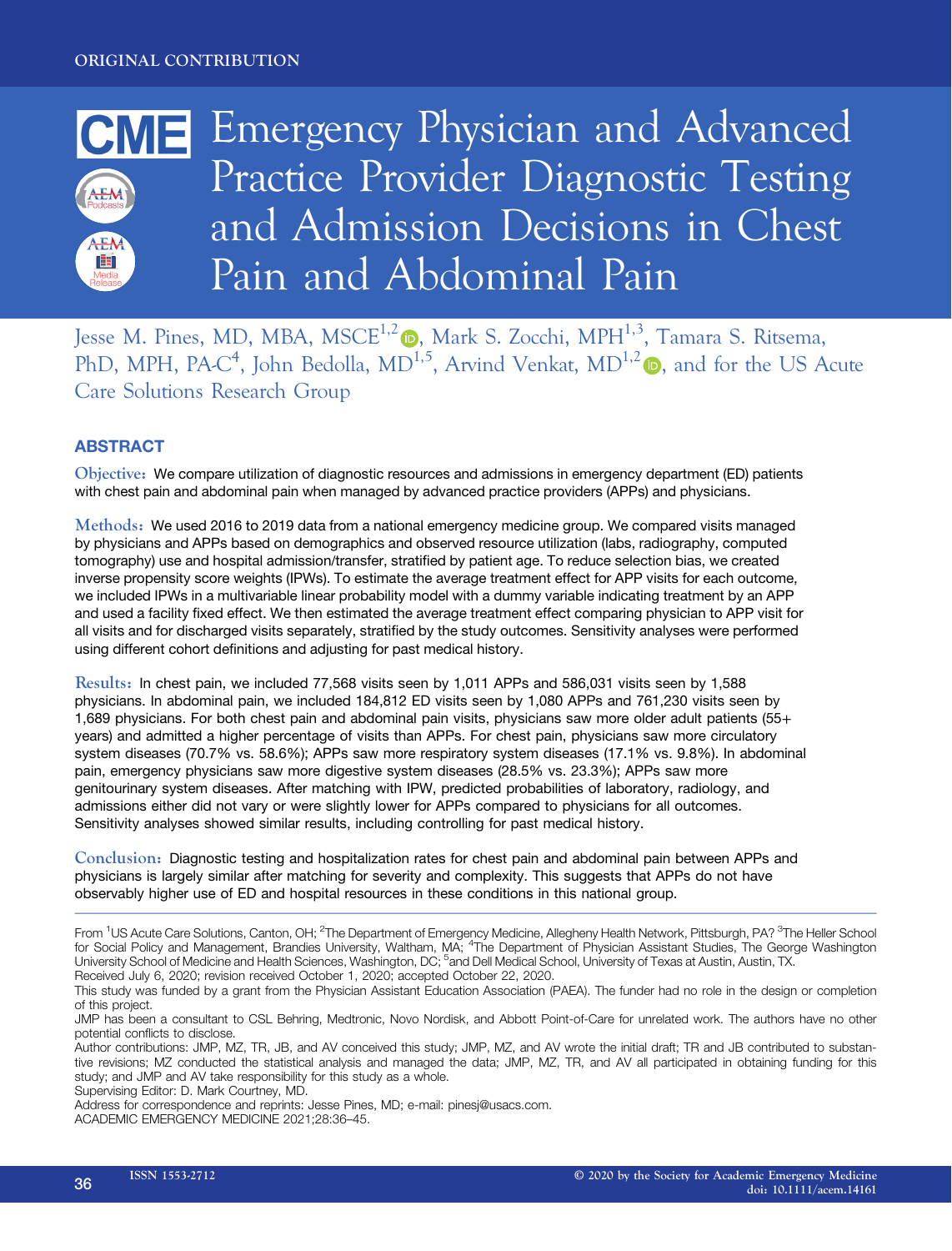ORIGINAL CONTRIBUTION

# Emergency Physician and Advanced Practice Provider Diagnostic Testing and Admission Decisions in Chest Pain and Abdominal Pain

Jesse M. Pines, MD, MBA, MSCE[1,2], Mark S. Zocchi, MPH[1,3], Tamara S. Ritsema, PhD, MPH, PA-C[4], John Bedolla, MD[1,5], Arvind Venkat, MD[1,2], and for the US Acute Care Solutions Research Group

## ABSTRACT

**Objective:** We compare utilization of diagnostic resources and admissions in emergency department (ED) patients with chest pain and abdominal pain when managed by advanced practice providers (APPs) and physicians.

**Methods:** We used 2016 to 2019 data from a national emergency medicine group. We compared visits managed by physicians and APPs based on demographics and observed resource utilization (labs, radiography, computed tomography) use and hospital admission/transfer, stratified by patient age. To reduce selection bias, we created inverse propensity score weights (IPWs). To estimate the average treatment effect for APP visits for each outcome, we included IPWs in a multivariable linear probability model with a dummy variable indicating treatment by an APP and used a facility fixed effect. We then estimated the average treatment effect comparing physician to APP visit for all visits and for discharged visits separately, stratified by the study outcomes. Sensitivity analyses were performed using different cohort definitions and adjusting for past medical history.

**Results:** In chest pain, we included 77,568 visits seen by 1,011 APPs and 586,031 visits seen by 1,588 physicians. In abdominal pain, we included 184,812 ED visits seen by 1,080 APPs and 761,230 visits seen by 1,689 physicians. For both chest pain and abdominal pain visits, physicians saw more older adult patients (55+ years) and admitted a higher percentage of visits than APPs. For chest pain, physicians saw more circulatory system diseases (70.7% vs. 58.6%); APPs saw more respiratory system diseases (17.1% vs. 9.8%). In abdominal pain, emergency physicians saw more digestive system diseases (28.5% vs. 23.3%); APPs saw more genitourinary system diseases. After matching with IPW, predicted probabilities of laboratory, radiology, and admissions either did not vary or were slightly lower for APPs compared to physicians for all outcomes. Sensitivity analyses showed similar results, including controlling for past medical history.

**Conclusion:** Diagnostic testing and hospitalization rates for chest pain and abdominal pain between APPs and physicians is largely similar after matching for severity and complexity. This suggests that APPs do not have observably higher use of ED and hospital resources in these conditions in this national group.

---

From [1]US Acute Care Solutions, Canton, OH; [2]The Department of Emergency Medicine, Allegheny Health Network, Pittsburgh, PA? [3]The Heller School for Social Policy and Management, Brandies University, Waltham, MA; [4]The Department of Physician Assistant Studies, The George Washington University School of Medicine and Health Sciences, Washington, DC; [5]and Dell Medical School, University of Texas at Austin, Austin, TX.

Received July 6, 2020; revision received October 1, 2020; accepted October 22, 2020.

This study was funded by a grant from the Physician Assistant Education Association (PAEA). The funder had no role in the design or completion of this project.

JMP has been a consultant to CSL Behring, Medtronic, Novo Nordisk, and Abbott Point-of-Care for unrelated work. The authors have no other potential conflicts to disclose.

Author contributions: JMP, MZ, TR, JB, and AV conceived this study; JMP, MZ, and AV wrote the initial draft; TR and JB contributed to substantive revisions; MZ conducted the statistical analysis and managed the data; JMP, MZ, TR, and AV all participated in obtaining funding for this study; and JMP and AV take responsibility for this study as a whole.

Supervising Editor: D. Mark Courtney, MD.

Address for correspondence and reprints: Jesse Pines, MD; e-mail: pinesj@usacs.com.

ACADEMIC EMERGENCY MEDICINE 2021;28:36–45.

ISSN 1553-2712 © 2020 by the Society for Academic Emergency Medicine doi: 10.1111/acem.14161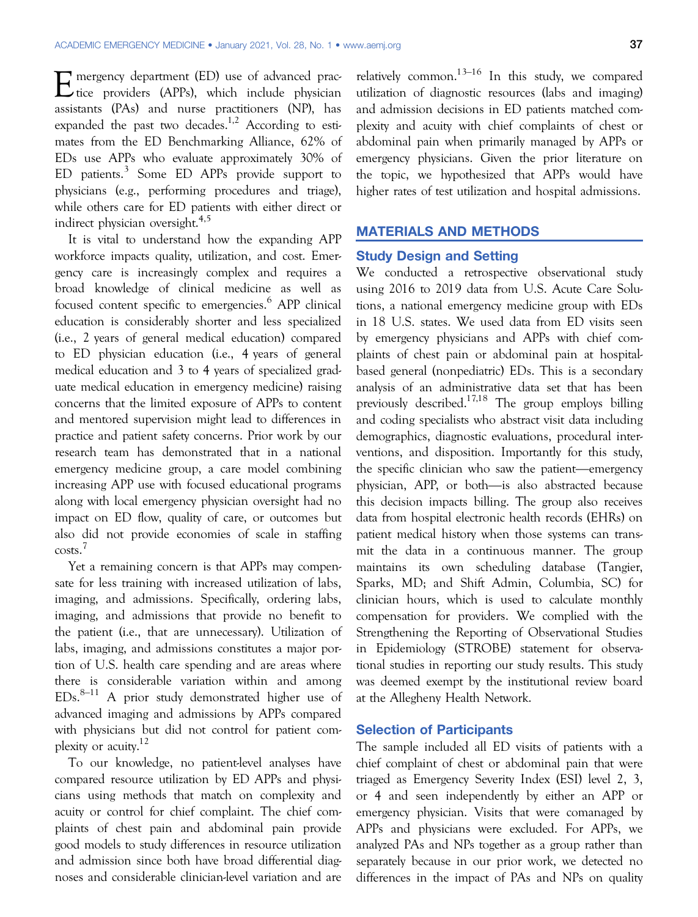Emergency department (ED) use of advanced practice providers (APPs), which include physician assistants (PAs) and nurse practitioners (NP), has expanded the past two decades.[1,2] According to estimates from the ED Benchmarking Alliance, 62% of EDs use APPs who evaluate approximately 30% of ED patients.[3] Some ED APPs provide support to physicians (e.g., performing procedures and triage), while others care for ED patients with either direct or indirect physician oversight.[4,5]

It is vital to understand how the expanding APP workforce impacts quality, utilization, and cost. Emergency care is increasingly complex and requires a broad knowledge of clinical medicine as well as focused content specific to emergencies.[6] APP clinical education is considerably shorter and less specialized (i.e., 2 years of general medical education) compared to ED physician education (i.e., 4 years of general medical education and 3 to 4 years of specialized graduate medical education in emergency medicine) raising concerns that the limited exposure of APPs to content and mentored supervision might lead to differences in practice and patient safety concerns. Prior work by our research team has demonstrated that in a national emergency medicine group, a care model combining increasing APP use with focused educational programs along with local emergency physician oversight had no impact on ED flow, quality of care, or outcomes but also did not provide economies of scale in staffing costs.[7]

Yet a remaining concern is that APPs may compensate for less training with increased utilization of labs, imaging, and admissions. Specifically, ordering labs, imaging, and admissions that provide no benefit to the patient (i.e., that are unnecessary). Utilization of labs, imaging, and admissions constitutes a major portion of U.S. health care spending and are areas where there is considerable variation within and among EDs.[8–11] A prior study demonstrated higher use of advanced imaging and admissions by APPs compared with physicians but did not control for patient complexity or acuity.[12]

To our knowledge, no patient-level analyses have compared resource utilization by ED APPs and physicians using methods that match on complexity and acuity or control for chief complaint. The chief complaints of chest pain and abdominal pain provide good models to study differences in resource utilization and admission since both have broad differential diagnoses and considerable clinician-level variation and are relatively common.[13–16] In this study, we compared utilization of diagnostic resources (labs and imaging) and admission decisions in ED patients matched complexity and acuity with chief complaints of chest or abdominal pain when primarily managed by APPs or emergency physicians. Given the prior literature on the topic, we hypothesized that APPs would have higher rates of test utilization and hospital admissions.

## MATERIALS AND METHODS

### Study Design and Setting

We conducted a retrospective observational study using 2016 to 2019 data from U.S. Acute Care Solutions, a national emergency medicine group with EDs in 18 U.S. states. We used data from ED visits seen by emergency physicians and APPs with chief complaints of chest pain or abdominal pain at hospital-based general (nonpediatric) EDs. This is a secondary analysis of an administrative data set that has been previously described.[17,18] The group employs billing and coding specialists who abstract visit data including demographics, diagnostic evaluations, procedural interventions, and disposition. Importantly for this study, the specific clinician who saw the patient—emergency physician, APP, or both—is also abstracted because this decision impacts billing. The group also receives data from hospital electronic health records (EHRs) on patient medical history when those systems can transmit the data in a continuous manner. The group maintains its own scheduling database (Tangier, Sparks, MD; and Shift Admin, Columbia, SC) for clinician hours, which is used to calculate monthly compensation for providers. We complied with the Strengthening the Reporting of Observational Studies in Epidemiology (STROBE) statement for observational studies in reporting our study results. This study was deemed exempt by the institutional review board at the Allegheny Health Network.

### Selection of Participants

The sample included all ED visits of patients with a chief complaint of chest or abdominal pain that were triaged as Emergency Severity Index (ESI) level 2, 3, or 4 and seen independently by either an APP or emergency physician. Visits that were comanaged by APPs and physicians were excluded. For APPs, we analyzed PAs and NPs together as a group rather than separately because in our prior work, we detected no differences in the impact of PAs and NPs on quality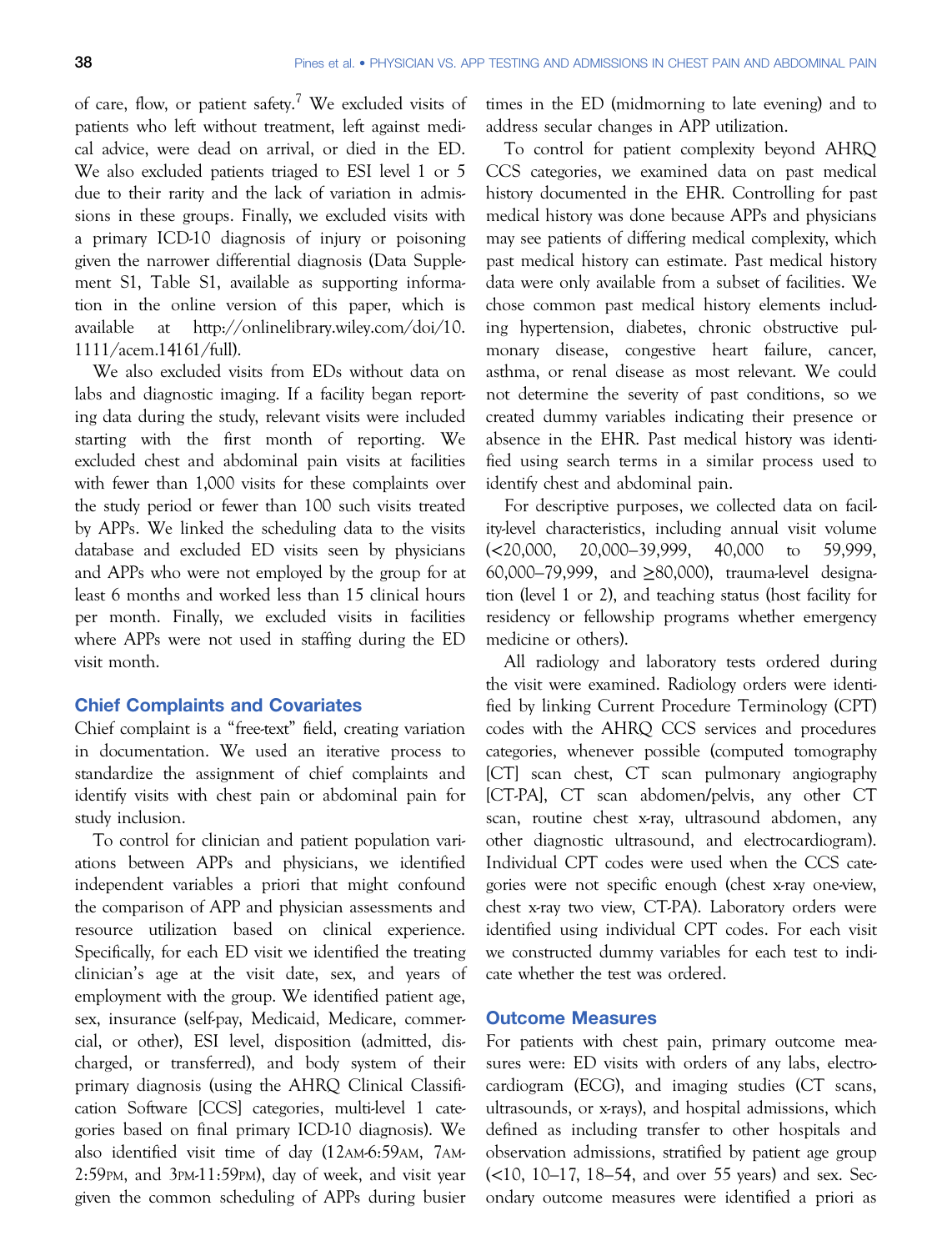of care, flow, or patient safety.[7] We excluded visits of patients who left without treatment, left against medical advice, were dead on arrival, or died in the ED. We also excluded patients triaged to ESI level 1 or 5 due to their rarity and the lack of variation in admissions in these groups. Finally, we excluded visits with a primary ICD-10 diagnosis of injury or poisoning given the narrower differential diagnosis (Data Supplement S1, Table S1, available as supporting information in the online version of this paper, which is available at http://onlinelibrary.wiley.com/doi/10.1111/acem.14161/full).

We also excluded visits from EDs without data on labs and diagnostic imaging. If a facility began reporting data during the study, relevant visits were included starting with the first month of reporting. We excluded chest and abdominal pain visits at facilities with fewer than 1,000 visits for these complaints over the study period or fewer than 100 such visits treated by APPs. We linked the scheduling data to the visits database and excluded ED visits seen by physicians and APPs who were not employed by the group for at least 6 months and worked less than 15 clinical hours per month. Finally, we excluded visits in facilities where APPs were not used in staffing during the ED visit month.

## Chief Complaints and Covariates

Chief complaint is a "free-text" field, creating variation in documentation. We used an iterative process to standardize the assignment of chief complaints and identify visits with chest pain or abdominal pain for study inclusion.

To control for clinician and patient population variations between APPs and physicians, we identified independent variables a priori that might confound the comparison of APP and physician assessments and resource utilization based on clinical experience. Specifically, for each ED visit we identified the treating clinician's age at the visit date, sex, and years of employment with the group. We identified patient age, sex, insurance (self-pay, Medicaid, Medicare, commercial, or other), ESI level, disposition (admitted, discharged, or transferred), and body system of their primary diagnosis (using the AHRQ Clinical Classification Software [CCS] categories, multi-level 1 categories based on final primary ICD-10 diagnosis). We also identified visit time of day (12AM-6:59AM, 7AM-2:59PM, and 3PM-11:59PM), day of week, and visit year given the common scheduling of APPs during busier times in the ED (midmorning to late evening) and to address secular changes in APP utilization.

To control for patient complexity beyond AHRQ CCS categories, we examined data on past medical history documented in the EHR. Controlling for past medical history was done because APPs and physicians may see patients of differing medical complexity, which past medical history can estimate. Past medical history data were only available from a subset of facilities. We chose common past medical history elements including hypertension, diabetes, chronic obstructive pulmonary disease, congestive heart failure, cancer, asthma, or renal disease as most relevant. We could not determine the severity of past conditions, so we created dummy variables indicating their presence or absence in the EHR. Past medical history was identified using search terms in a similar process used to identify chest and abdominal pain.

For descriptive purposes, we collected data on facility-level characteristics, including annual visit volume (<20,000, 20,000–39,999, 40,000 to 59,999, 60,000–79,999, and ≥80,000), trauma-level designation (level 1 or 2), and teaching status (host facility for residency or fellowship programs whether emergency medicine or others).

All radiology and laboratory tests ordered during the visit were examined. Radiology orders were identified by linking Current Procedure Terminology (CPT) codes with the AHRQ CCS services and procedures categories, whenever possible (computed tomography [CT] scan chest, CT scan pulmonary angiography [CT-PA], CT scan abdomen/pelvis, any other CT scan, routine chest x-ray, ultrasound abdomen, any other diagnostic ultrasound, and electrocardiogram). Individual CPT codes were used when the CCS categories were not specific enough (chest x-ray one-view, chest x-ray two view, CT-PA). Laboratory orders were identified using individual CPT codes. For each visit we constructed dummy variables for each test to indicate whether the test was ordered.

## Outcome Measures

For patients with chest pain, primary outcome measures were: ED visits with orders of any labs, electrocardiogram (ECG), and imaging studies (CT scans, ultrasounds, or x-rays), and hospital admissions, which defined as including transfer to other hospitals and observation admissions, stratified by patient age group (<10, 10–17, 18–54, and over 55 years) and sex. Secondary outcome measures were identified a priori as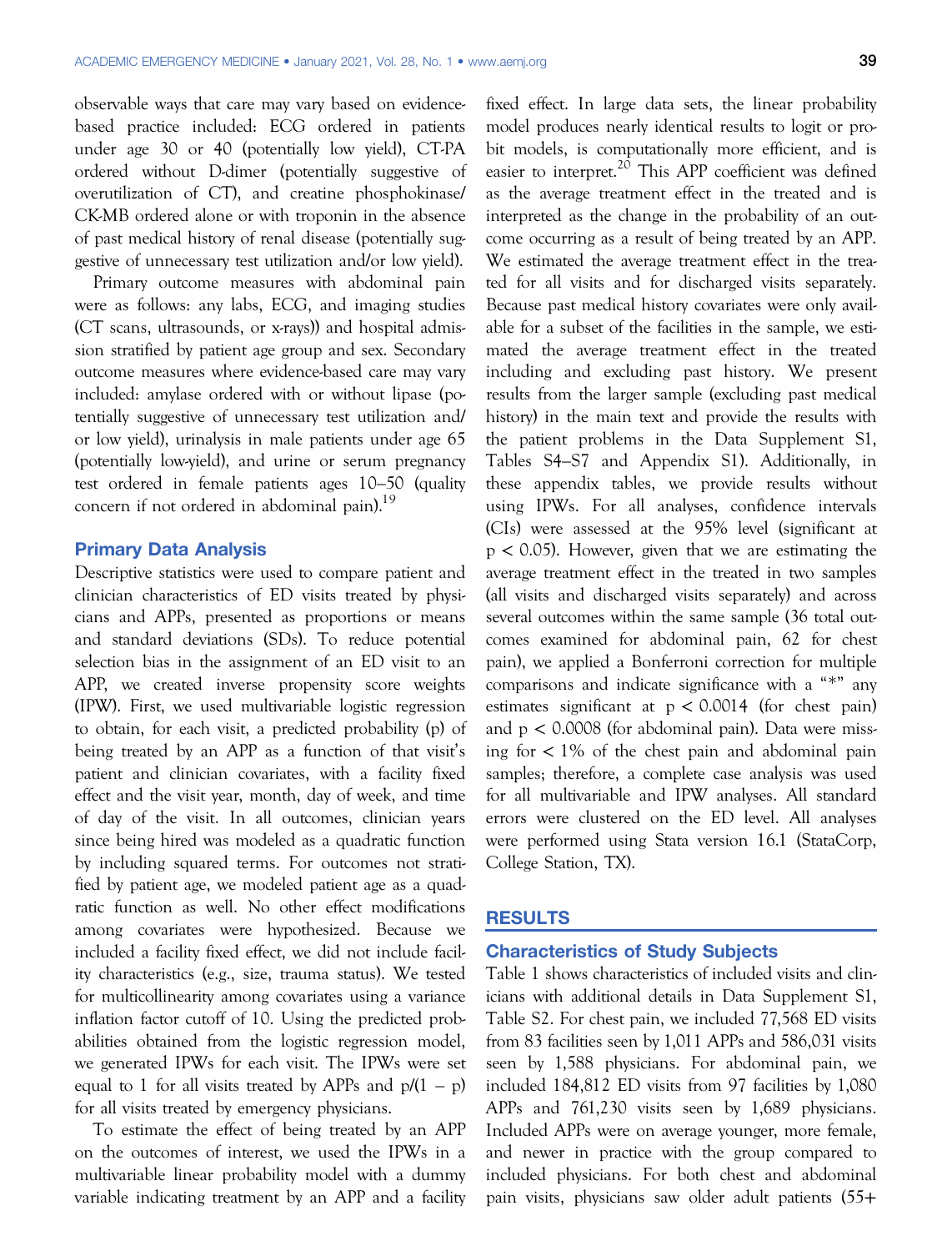observable ways that care may vary based on evidence-based practice included: ECG ordered in patients under age 30 or 40 (potentially low yield), CT-PA ordered without D-dimer (potentially suggestive of overutilization of CT), and creatine phosphokinase/CK-MB ordered alone or with troponin in the absence of past medical history of renal disease (potentially suggestive of unnecessary test utilization and/or low yield).

Primary outcome measures with abdominal pain were as follows: any labs, ECG, and imaging studies (CT scans, ultrasounds, or x-rays)) and hospital admission stratified by patient age group and sex. Secondary outcome measures where evidence-based care may vary included: amylase ordered with or without lipase (potentially suggestive of unnecessary test utilization and/or low yield), urinalysis in male patients under age 65 (potentially low-yield), and urine or serum pregnancy test ordered in female patients ages 10–50 (quality concern if not ordered in abdominal pain).[19]

## Primary Data Analysis

Descriptive statistics were used to compare patient and clinician characteristics of ED visits treated by physicians and APPs, presented as proportions or means and standard deviations (SDs). To reduce potential selection bias in the assignment of an ED visit to an APP, we created inverse propensity score weights (IPW). First, we used multivariable logistic regression to obtain, for each visit, a predicted probability (p) of being treated by an APP as a function of that visit's patient and clinician covariates, with a facility fixed effect and the visit year, month, day of week, and time of day of the visit. In all outcomes, clinician years since being hired was modeled as a quadratic function by including squared terms. For outcomes not stratified by patient age, we modeled patient age as a quadratic function as well. No other effect modifications among covariates were hypothesized. Because we included a facility fixed effect, we did not include facility characteristics (e.g., size, trauma status). We tested for multicollinearity among covariates using a variance inflation factor cutoff of 10. Using the predicted probabilities obtained from the logistic regression model, we generated IPWs for each visit. The IPWs were set equal to 1 for all visits treated by APPs and $p/(1 - p)$ for all visits treated by emergency physicians.

To estimate the effect of being treated by an APP on the outcomes of interest, we used the IPWs in a multivariable linear probability model with a dummy variable indicating treatment by an APP and a facility fixed effect. In large data sets, the linear probability model produces nearly identical results to logit or probit models, is computationally more efficient, and is easier to interpret.[20] This APP coefficient was defined as the average treatment effect in the treated and is interpreted as the change in the probability of an outcome occurring as a result of being treated by an APP. We estimated the average treatment effect in the treated for all visits and for discharged visits separately. Because past medical history covariates were only available for a subset of the facilities in the sample, we estimated the average treatment effect in the treated including and excluding past history. We present results from the larger sample (excluding past medical history) in the main text and provide the results with the patient problems in the Data Supplement S1, Tables S4–S7 and Appendix S1). Additionally, in these appendix tables, we provide results without using IPWs. For all analyses, confidence intervals (CIs) were assessed at the 95% level (significant at $p < 0.05$). However, given that we are estimating the average treatment effect in the treated in two samples (all visits and discharged visits separately) and across several outcomes within the same sample (36 total outcomes examined for abdominal pain, 62 for chest pain), we applied a Bonferroni correction for multiple comparisons and indicate significance with a "*" any estimates significant at $p < 0.0014$ (for chest pain) and $p < 0.0008$ (for abdominal pain). Data were missing for < 1% of the chest pain and abdominal pain samples; therefore, a complete case analysis was used for all multivariable and IPW analyses. All standard errors were clustered on the ED level. All analyses were performed using Stata version 16.1 (StataCorp, College Station, TX).

# RESULTS

## Characteristics of Study Subjects

Table 1 shows characteristics of included visits and clinicians with additional details in Data Supplement S1, Table S2. For chest pain, we included 77,568 ED visits from 83 facilities seen by 1,011 APPs and 586,031 visits seen by 1,588 physicians. For abdominal pain, we included 184,812 ED visits from 97 facilities by 1,080 APPs and 761,230 visits seen by 1,689 physicians. Included APPs were on average younger, more female, and newer in practice with the group compared to included physicians. For both chest and abdominal pain visits, physicians saw older adult patients (55+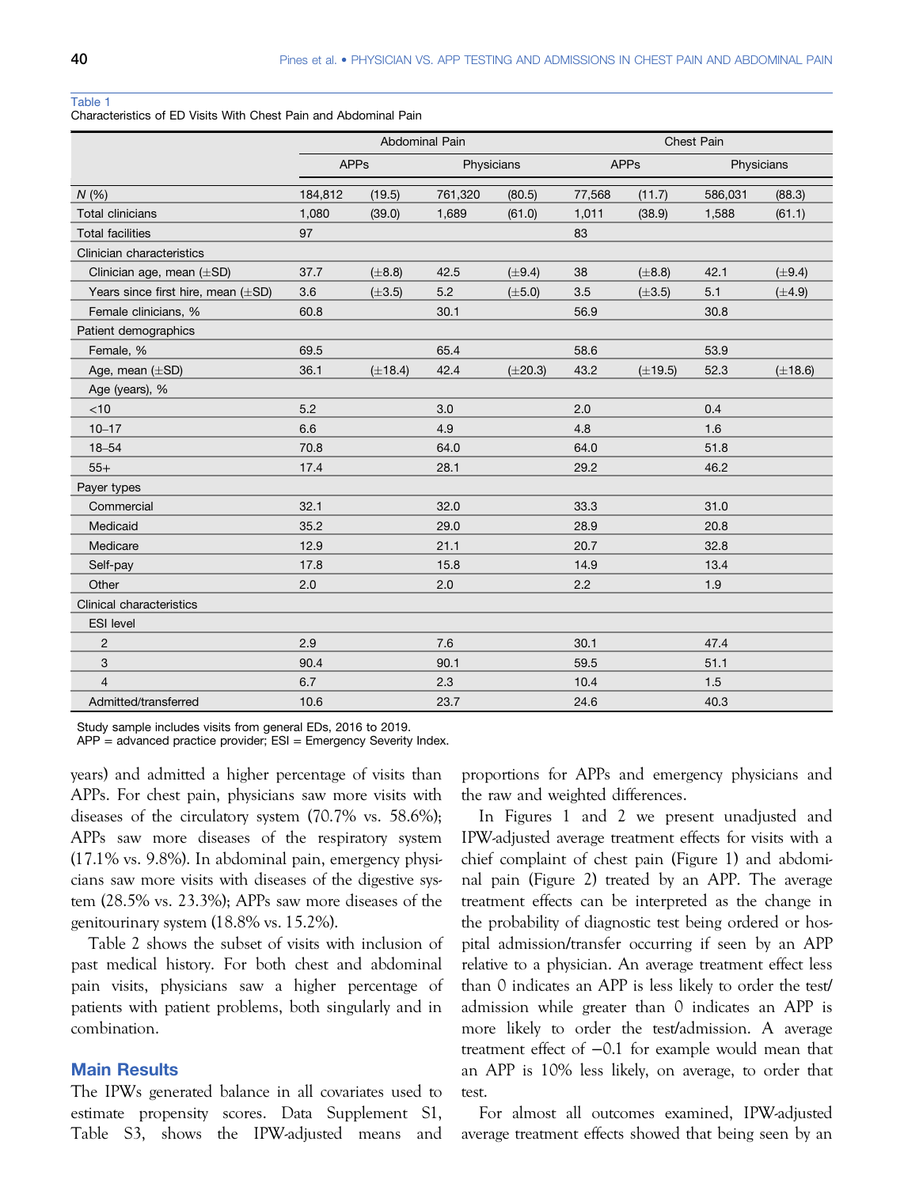Table 1
Characteristics of ED Visits With Chest Pain and Abdominal Pain

| | Abdominal Pain | | | | Chest Pain | | | |
|---|---|---|---|---|---|---|---|---|
| | APPs | | Physicians | | APPs | | Physicians | |
| *N* (%) | 184,812 | (19.5) | 761,320 | (80.5) | 77,568 | (11.7) | 586,031 | (88.3) |
| Total clinicians | 1,080 | (39.0) | 1,689 | (61.0) | 1,011 | (38.9) | 1,588 | (61.1) |
| Total facilities | 97 | | | | 83 | | | |
| Clinician characteristics | | | | | | | | |
| Clinician age, mean (±SD) | 37.7 | (±8.8) | 42.5 | (±9.4) | 38 | (±8.8) | 42.1 | (±9.4) |
| Years since first hire, mean (±SD) | 3.6 | (±3.5) | 5.2 | (±5.0) | 3.5 | (±3.5) | 5.1 | (±4.9) |
| Female clinicians, % | 60.8 | | 30.1 | | 56.9 | | 30.8 | |
| Patient demographics | | | | | | | | |
| Female, % | 69.5 | | 65.4 | | 58.6 | | 53.9 | |
| Age, mean (±SD) | 36.1 | (±18.4) | 42.4 | (±20.3) | 43.2 | (±19.5) | 52.3 | (±18.6) |
| Age (years), % | | | | | | | | |
| <10 | 5.2 | | 3.0 | | 2.0 | | 0.4 | |
| 10–17 | 6.6 | | 4.9 | | 4.8 | | 1.6 | |
| 18–54 | 70.8 | | 64.0 | | 64.0 | | 51.8 | |
| 55+ | 17.4 | | 28.1 | | 29.2 | | 46.2 | |
| Payer types | | | | | | | | |
| Commercial | 32.1 | | 32.0 | | 33.3 | | 31.0 | |
| Medicaid | 35.2 | | 29.0 | | 28.9 | | 20.8 | |
| Medicare | 12.9 | | 21.1 | | 20.7 | | 32.8 | |
| Self-pay | 17.8 | | 15.8 | | 14.9 | | 13.4 | |
| Other | 2.0 | | 2.0 | | 2.2 | | 1.9 | |
| Clinical characteristics | | | | | | | | |
| ESI level | | | | | | | | |
| 2 | 2.9 | | 7.6 | | 30.1 | | 47.4 | |
| 3 | 90.4 | | 90.1 | | 59.5 | | 51.1 | |
| 4 | 6.7 | | 2.3 | | 10.4 | | 1.5 | |
| Admitted/transferred | 10.6 | | 23.7 | | 24.6 | | 40.3 | |

Study sample includes visits from general EDs, 2016 to 2019.
APP = advanced practice provider; ESI = Emergency Severity Index.

years) and admitted a higher percentage of visits than APPs. For chest pain, physicians saw more visits with diseases of the circulatory system (70.7% vs. 58.6%); APPs saw more diseases of the respiratory system (17.1% vs. 9.8%). In abdominal pain, emergency physicians saw more visits with diseases of the digestive system (28.5% vs. 23.3%); APPs saw more diseases of the genitourinary system (18.8% vs. 15.2%).

Table 2 shows the subset of visits with inclusion of past medical history. For both chest and abdominal pain visits, physicians saw a higher percentage of patients with patient problems, both singularly and in combination.

## Main Results

The IPWs generated balance in all covariates used to estimate propensity scores. Data Supplement S1, Table S3, shows the IPW-adjusted means and proportions for APPs and emergency physicians and the raw and weighted differences.

In Figures 1 and 2 we present unadjusted and IPW-adjusted average treatment effects for visits with a chief complaint of chest pain (Figure 1) and abdominal pain (Figure 2) treated by an APP. The average treatment effects can be interpreted as the change in the probability of diagnostic test being ordered or hospital admission/transfer occurring if seen by an APP relative to a physician. An average treatment effect less than 0 indicates an APP is less likely to order the test/admission while greater than 0 indicates an APP is more likely to order the test/admission. A average treatment effect of −0.1 for example would mean that an APP is 10% less likely, on average, to order that test.

For almost all outcomes examined, IPW-adjusted average treatment effects showed that being seen by an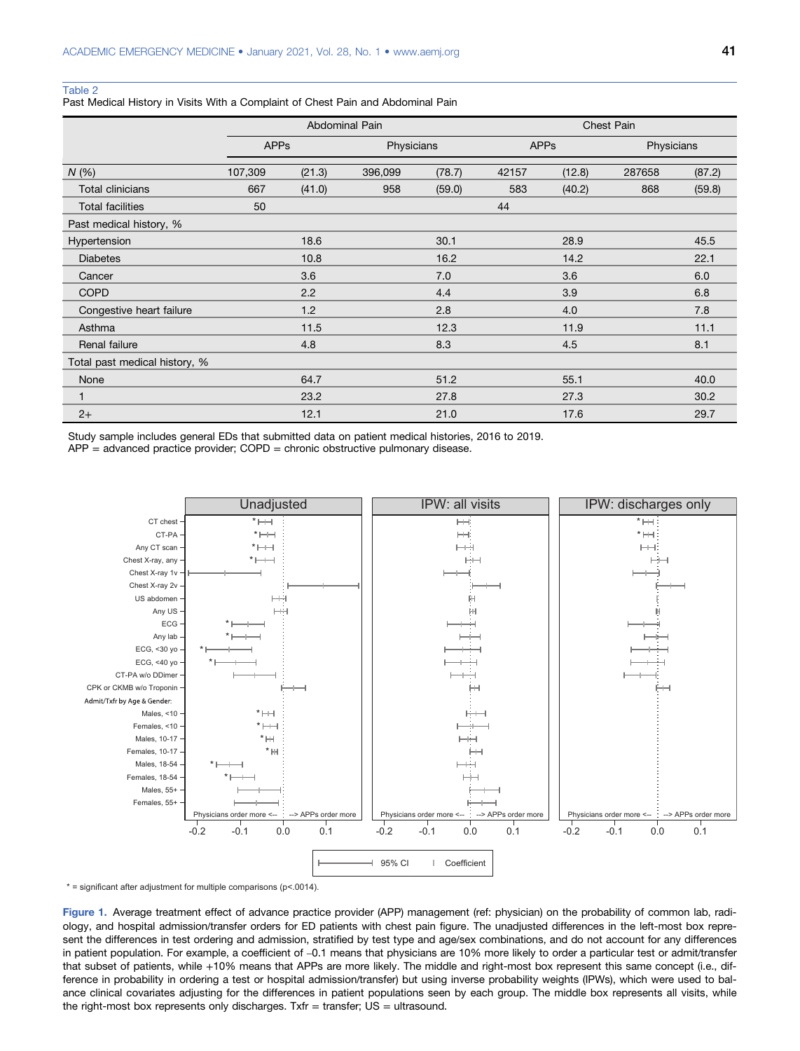Table 2
Past Medical History in Visits With a Complaint of Chest Pain and Abdominal Pain

| | Abdominal Pain | | | | Chest Pain | | | |
|---|---|---|---|---|---|---|---|---|
| | APPs | | Physicians | | APPs | | Physicians | |
| *N* (%) | 107,309 | (21.3) | 396,099 | (78.7) | 42157 | (12.8) | 287658 | (87.2) |
| Total clinicians | 667 | (41.0) | 958 | (59.0) | 583 | (40.2) | 868 | (59.8) |
| Total facilities | 50 | | | | 44 | | | |
| Past medical history, % | | | | | | | | |
| Hypertension | | 18.6 | | 30.1 | | 28.9 | | 45.5 |
| Diabetes | | 10.8 | | 16.2 | | 14.2 | | 22.1 |
| Cancer | | 3.6 | | 7.0 | | 3.6 | | 6.0 |
| COPD | | 2.2 | | 4.4 | | 3.9 | | 6.8 |
| Congestive heart failure | | 1.2 | | 2.8 | | 4.0 | | 7.8 |
| Asthma | | 11.5 | | 12.3 | | 11.9 | | 11.1 |
| Renal failure | | 4.8 | | 8.3 | | 4.5 | | 8.1 |
| Total past medical history, % | | | | | | | | |
| None | | 64.7 | | 51.2 | | 55.1 | | 40.0 |
| 1 | | 23.2 | | 27.8 | | 27.3 | | 30.2 |
| 2+ | | 12.1 | | 21.0 | | 17.6 | | 29.7 |

Study sample includes general EDs that submitted data on patient medical histories, 2016 to 2019.
APP = advanced practice provider; COPD = chronic obstructive pulmonary disease.

* = significant after adjustment for multiple comparisons (p<.0014).

**Figure 1.** Average treatment effect of advance practice provider (APP) management (ref: physician) on the probability of common lab, radiology, and hospital admission/transfer orders for ED patients with chest pain figure. The unadjusted differences in the left-most box represent the differences in test ordering and admission, stratified by test type and age/sex combinations, and do not account for any differences in patient population. For example, a coefficient of −0.1 means that physicians are 10% more likely to order a particular test or admit/transfer that subset of patients, while +10% means that APPs are more likely. The middle and right-most box represent this same concept (i.e., difference in probability in ordering a test or hospital admission/transfer) but using inverse probability weights (IPWs), which were used to balance clinical covariates adjusting for the differences in patient populations seen by each group. The middle box represents all visits, while the right-most box represents only discharges. Txfr = transfer; US = ultrasound.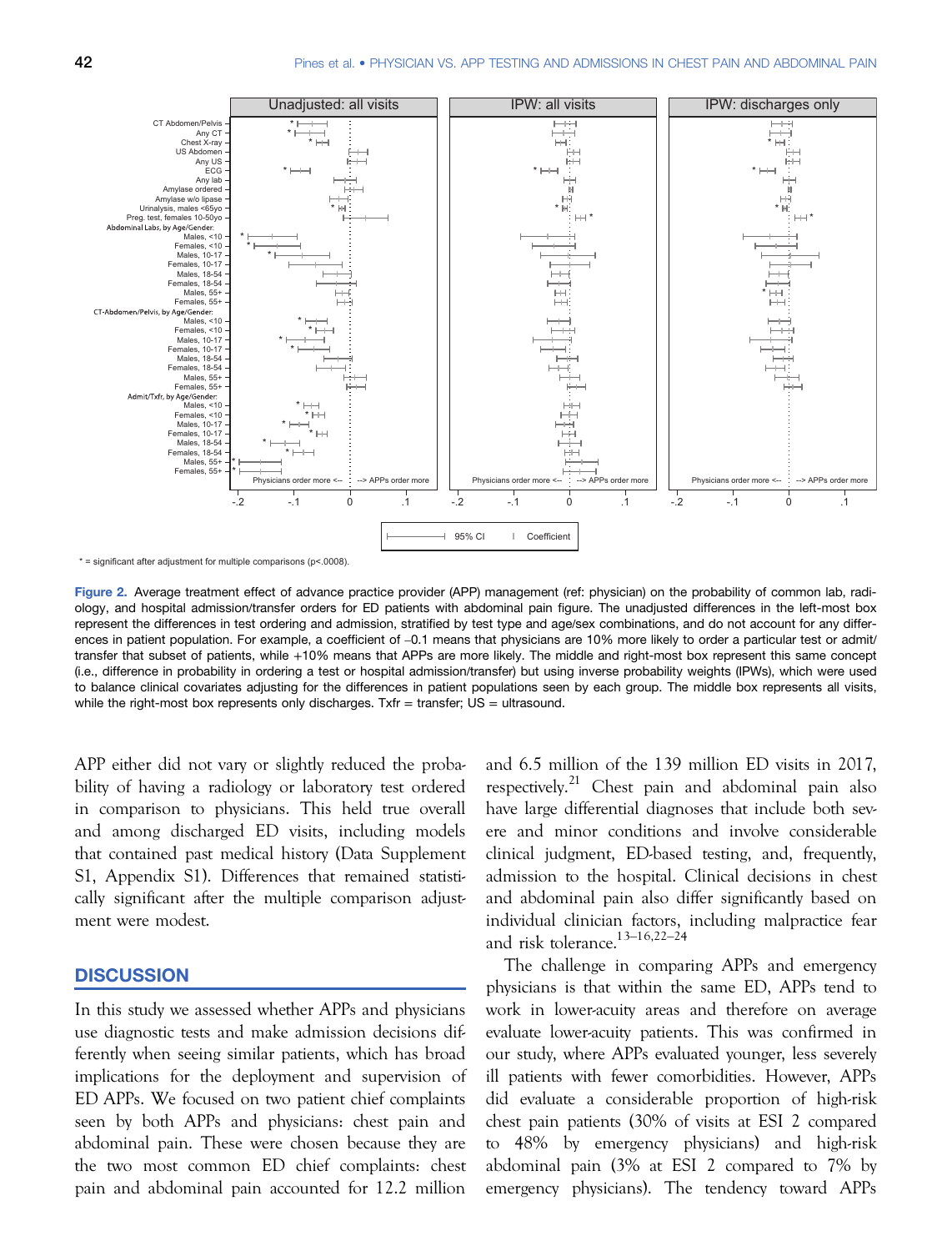Unadjusted: all visits | IPW: all visits | IPW: discharges only

CT Abdomen/Pelvis
Any CT
Chest X-ray
US Abdomen
Any US
ECG
Any lab
Amylase ordered
Amylase w/o lipase
Urinalysis, males <65yo
Preg. test, females 10-50yo
Abdominal Labs, by Age/Gender:
Males, <10
Females, <10
Males, 10-17
Females, 10-17
Males, 18-54
Females, 18-54
Males, 55+
Females, 55+
CT-Abdomen/Pelvis, by Age/Gender:
Males, <10
Females, <10
Males, 10-17
Females, 10-17
Males, 18-54
Females, 18-54
Males, 55+
Females, 55+
Admit/Txfr, by Age/Gender:
Males, <10
Females, <10
Males, 10-17
Females, 10-17
Males, 18-54
Females, 18-54
Males, 55+
Females, 55+

Physicians order more <-- | --> APPs order more

-.2 -.1 0 .1

95% CI | Coefficient

* = significant after adjustment for multiple comparisons (p<.0008).

**Figure 2.** Average treatment effect of advance practice provider (APP) management (ref: physician) on the probability of common lab, radiology, and hospital admission/transfer orders for ED patients with abdominal pain figure. The unadjusted differences in the left-most box represent the differences in test ordering and admission, stratified by test type and age/sex combinations, and do not account for any differences in patient population. For example, a coefficient of –0.1 means that physicians are 10% more likely to order a particular test or admit/transfer that subset of patients, while +10% means that APPs are more likely. The middle and right-most box represent this same concept (i.e., difference in probability in ordering a test or hospital admission/transfer) but using inverse probability weights (IPWs), which were used to balance clinical covariates adjusting for the differences in patient populations seen by each group. The middle box represents all visits, while the right-most box represents only discharges. Txfr = transfer; US = ultrasound.

APP either did not vary or slightly reduced the probability of having a radiology or laboratory test ordered in comparison to physicians. This held true overall and among discharged ED visits, including models that contained past medical history (Data Supplement S1, Appendix S1). Differences that remained statistically significant after the multiple comparison adjustment were modest.

## DISCUSSION

In this study we assessed whether APPs and physicians use diagnostic tests and make admission decisions differently when seeing similar patients, which has broad implications for the deployment and supervision of ED APPs. We focused on two patient chief complaints seen by both APPs and physicians: chest pain and abdominal pain. These were chosen because they are the two most common ED chief complaints: chest pain and abdominal pain accounted for 12.2 million and 6.5 million of the 139 million ED visits in 2017, respectively.[21] Chest pain and abdominal pain also have large differential diagnoses that include both severe and minor conditions and involve considerable clinical judgment, ED-based testing, and, frequently, admission to the hospital. Clinical decisions in chest and abdominal pain also differ significantly based on individual clinician factors, including malpractice fear and risk tolerance.[13–16,22–24]

The challenge in comparing APPs and emergency physicians is that within the same ED, APPs tend to work in lower-acuity areas and therefore on average evaluate lower-acuity patients. This was confirmed in our study, where APPs evaluated younger, less severely ill patients with fewer comorbidities. However, APPs did evaluate a considerable proportion of high-risk chest pain patients (30% of visits at ESI 2 compared to 48% by emergency physicians) and high-risk abdominal pain (3% at ESI 2 compared to 7% by emergency physicians). The tendency toward APPs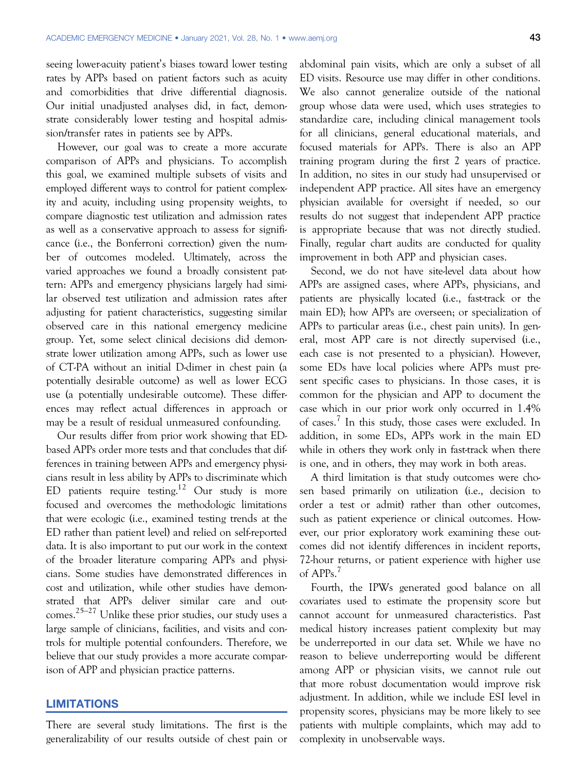seeing lower-acuity patient's biases toward lower testing rates by APPs based on patient factors such as acuity and comorbidities that drive differential diagnosis. Our initial unadjusted analyses did, in fact, demonstrate considerably lower testing and hospital admission/transfer rates in patients seen by APPs.

However, our goal was to create a more accurate comparison of APPs and physicians. To accomplish this goal, we examined multiple subsets of visits and employed different ways to control for patient complexity and acuity, including using propensity weights, to compare diagnostic test utilization and admission rates as well as a conservative approach to assess for significance (i.e., the Bonferroni correction) given the number of outcomes modeled. Ultimately, across the varied approaches we found a broadly consistent pattern: APPs and emergency physicians largely had similar observed test utilization and admission rates after adjusting for patient characteristics, suggesting similar observed care in this national emergency medicine group. Yet, some select clinical decisions did demonstrate lower utilization among APPs, such as lower use of CT-PA without an initial D-dimer in chest pain (a potentially desirable outcome) as well as lower ECG use (a potentially undesirable outcome). These differences may reflect actual differences in approach or may be a result of residual unmeasured confounding.

Our results differ from prior work showing that ED-based APPs order more tests and that concludes that differences in training between APPs and emergency physicians result in less ability by APPs to discriminate which ED patients require testing.[12] Our study is more focused and overcomes the methodologic limitations that were ecologic (i.e., examined testing trends at the ED rather than patient level) and relied on self-reported data. It is also important to put our work in the context of the broader literature comparing APPs and physicians. Some studies have demonstrated differences in cost and utilization, while other studies have demonstrated that APPs deliver similar care and outcomes.[25–27] Unlike these prior studies, our study uses a large sample of clinicians, facilities, and visits and controls for multiple potential confounders. Therefore, we believe that our study provides a more accurate comparison of APP and physician practice patterns.

## LIMITATIONS

There are several study limitations. The first is the generalizability of our results outside of chest pain or abdominal pain visits, which are only a subset of all ED visits. Resource use may differ in other conditions. We also cannot generalize outside of the national group whose data were used, which uses strategies to standardize care, including clinical management tools for all clinicians, general educational materials, and focused materials for APPs. There is also an APP training program during the first 2 years of practice. In addition, no sites in our study had unsupervised or independent APP practice. All sites have an emergency physician available for oversight if needed, so our results do not suggest that independent APP practice is appropriate because that was not directly studied. Finally, regular chart audits are conducted for quality improvement in both APP and physician cases.

Second, we do not have site-level data about how APPs are assigned cases, where APPs, physicians, and patients are physically located (i.e., fast-track or the main ED); how APPs are overseen; or specialization of APPs to particular areas (i.e., chest pain units). In general, most APP care is not directly supervised (i.e., each case is not presented to a physician). However, some EDs have local policies where APPs must present specific cases to physicians. In those cases, it is common for the physician and APP to document the case which in our prior work only occurred in 1.4% of cases.[7] In this study, those cases were excluded. In addition, in some EDs, APPs work in the main ED while in others they work only in fast-track when there is one, and in others, they may work in both areas.

A third limitation is that study outcomes were chosen based primarily on utilization (i.e., decision to order a test or admit) rather than other outcomes, such as patient experience or clinical outcomes. However, our prior exploratory work examining these outcomes did not identify differences in incident reports, 72-hour returns, or patient experience with higher use of APPs.[7]

Fourth, the IPWs generated good balance on all covariates used to estimate the propensity score but cannot account for unmeasured characteristics. Past medical history increases patient complexity but may be underreported in our data set. While we have no reason to believe underreporting would be different among APP or physician visits, we cannot rule out that more robust documentation would improve risk adjustment. In addition, while we include ESI level in propensity scores, physicians may be more likely to see patients with multiple complaints, which may add to complexity in unobservable ways.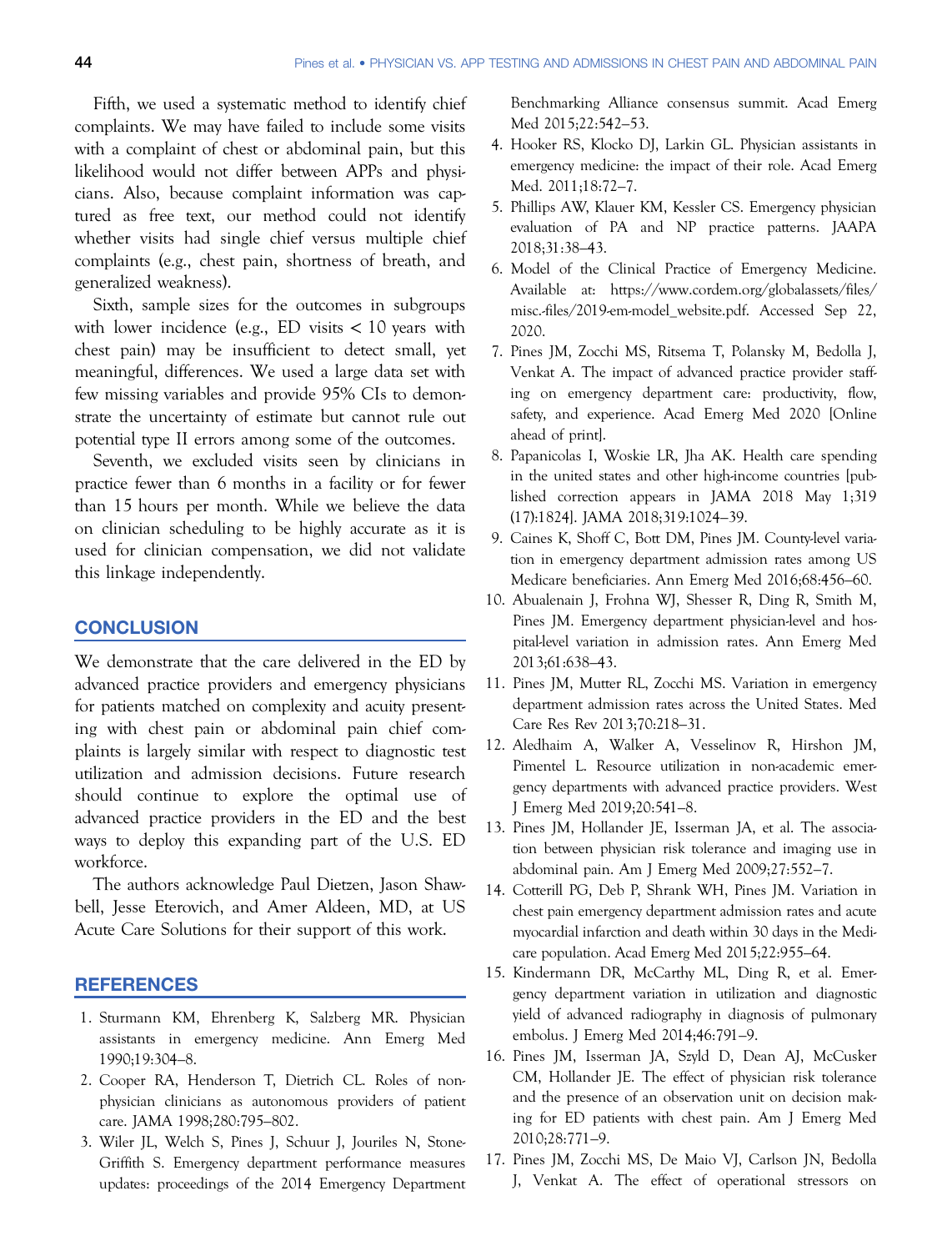Fifth, we used a systematic method to identify chief complaints. We may have failed to include some visits with a complaint of chest or abdominal pain, but this likelihood would not differ between APPs and physicians. Also, because complaint information was captured as free text, our method could not identify whether visits had single chief versus multiple chief complaints (e.g., chest pain, shortness of breath, and generalized weakness).

Sixth, sample sizes for the outcomes in subgroups with lower incidence (e.g., ED visits < 10 years with chest pain) may be insufficient to detect small, yet meaningful, differences. We used a large data set with few missing variables and provide 95% CIs to demonstrate the uncertainty of estimate but cannot rule out potential type II errors among some of the outcomes.

Seventh, we excluded visits seen by clinicians in practice fewer than 6 months in a facility or for fewer than 15 hours per month. While we believe the data on clinician scheduling to be highly accurate as it is used for clinician compensation, we did not validate this linkage independently.

## CONCLUSION

We demonstrate that the care delivered in the ED by advanced practice providers and emergency physicians for patients matched on complexity and acuity presenting with chest pain or abdominal pain chief complaints is largely similar with respect to diagnostic test utilization and admission decisions. Future research should continue to explore the optimal use of advanced practice providers in the ED and the best ways to deploy this expanding part of the U.S. ED workforce.

The authors acknowledge Paul Dietzen, Jason Shawbell, Jesse Eterovich, and Amer Aldeen, MD, at US Acute Care Solutions for their support of this work.

## REFERENCES

1. Sturmann KM, Ehrenberg K, Salzberg MR. Physician assistants in emergency medicine. Ann Emerg Med 1990;19:304–8.
2. Cooper RA, Henderson T, Dietrich CL. Roles of nonphysician clinicians as autonomous providers of patient care. JAMA 1998;280:795–802.
3. Wiler JL, Welch S, Pines J, Schuur J, Jouriles N, Stone-Griffith S. Emergency department performance measures updates: proceedings of the 2014 Emergency Department Benchmarking Alliance consensus summit. Acad Emerg Med 2015;22:542–53.
4. Hooker RS, Klocko DJ, Larkin GL. Physician assistants in emergency medicine: the impact of their role. Acad Emerg Med. 2011;18:72–7.
5. Phillips AW, Klauer KM, Kessler CS. Emergency physician evaluation of PA and NP practice patterns. JAAPA 2018;31:38–43.
6. Model of the Clinical Practice of Emergency Medicine. Available at: https://www.cordem.org/globalassets/files/misc.-files/2019-em-model_website.pdf. Accessed Sep 22, 2020.
7. Pines JM, Zocchi MS, Ritsema T, Polansky M, Bedolla J, Venkat A. The impact of advanced practice provider staffing on emergency department care: productivity, flow, safety, and experience. Acad Emerg Med 2020 [Online ahead of print].
8. Papanicolas I, Woskie LR, Jha AK. Health care spending in the united states and other high-income countries [published correction appears in JAMA 2018 May 1;319(17):1824]. JAMA 2018;319:1024–39.
9. Caines K, Shoff C, Bott DM, Pines JM. County-level variation in emergency department admission rates among US Medicare beneficiaries. Ann Emerg Med 2016;68:456–60.
10. Abualenain J, Frohna WJ, Shesser R, Ding R, Smith M, Pines JM. Emergency department physician-level and hospital-level variation in admission rates. Ann Emerg Med 2013;61:638–43.
11. Pines JM, Mutter RL, Zocchi MS. Variation in emergency department admission rates across the United States. Med Care Res Rev 2013;70:218–31.
12. Aledhaim A, Walker A, Vesselinov R, Hirshon JM, Pimentel L. Resource utilization in non-academic emergency departments with advanced practice providers. West J Emerg Med 2019;20:541–8.
13. Pines JM, Hollander JE, Isserman JA, et al. The association between physician risk tolerance and imaging use in abdominal pain. Am J Emerg Med 2009;27:552–7.
14. Cotterill PG, Deb P, Shrank WH, Pines JM. Variation in chest pain emergency department admission rates and acute myocardial infarction and death within 30 days in the Medicare population. Acad Emerg Med 2015;22:955–64.
15. Kindermann DR, McCarthy ML, Ding R, et al. Emergency department variation in utilization and diagnostic yield of advanced radiography in diagnosis of pulmonary embolus. J Emerg Med 2014;46:791–9.
16. Pines JM, Isserman JA, Szyld D, Dean AJ, McCusker CM, Hollander JE. The effect of physician risk tolerance and the presence of an observation unit on decision making for ED patients with chest pain. Am J Emerg Med 2010;28:771–9.
17. Pines JM, Zocchi MS, De Maio VJ, Carlson JN, Bedolla J, Venkat A. The effect of operational stressors on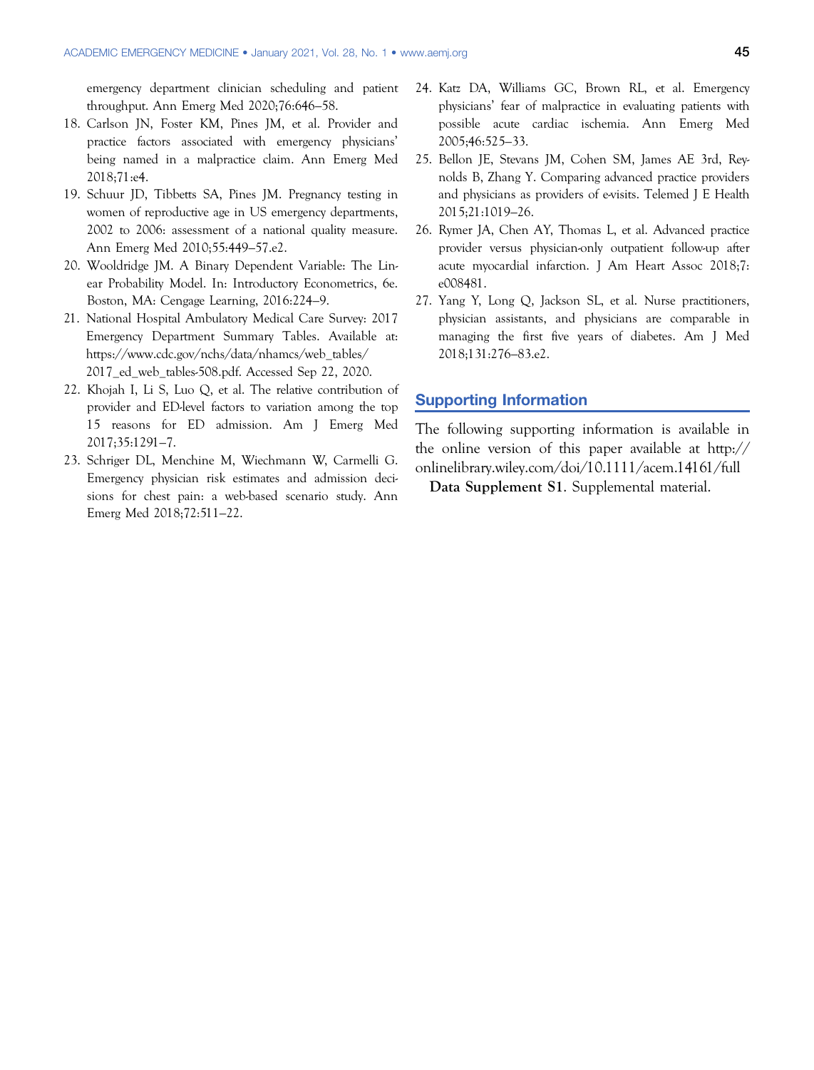emergency department clinician scheduling and patient throughput. Ann Emerg Med 2020;76:646–58.

18. Carlson JN, Foster KM, Pines JM, et al. Provider and practice factors associated with emergency physicians' being named in a malpractice claim. Ann Emerg Med 2018;71:e4.
19. Schuur JD, Tibbetts SA, Pines JM. Pregnancy testing in women of reproductive age in US emergency departments, 2002 to 2006: assessment of a national quality measure. Ann Emerg Med 2010;55:449–57.e2.
20. Wooldridge JM. A Binary Dependent Variable: The Linear Probability Model. In: Introductory Econometrics, 6e. Boston, MA: Cengage Learning, 2016:224–9.
21. National Hospital Ambulatory Medical Care Survey: 2017 Emergency Department Summary Tables. Available at: https://www.cdc.gov/nchs/data/nhamcs/web_tables/2017_ed_web_tables-508.pdf. Accessed Sep 22, 2020.
22. Khojah I, Li S, Luo Q, et al. The relative contribution of provider and ED-level factors to variation among the top 15 reasons for ED admission. Am J Emerg Med 2017;35:1291–7.
23. Schriger DL, Menchine M, Wiechmann W, Carmelli G. Emergency physician risk estimates and admission decisions for chest pain: a web-based scenario study. Ann Emerg Med 2018;72:511–22.
24. Katz DA, Williams GC, Brown RL, et al. Emergency physicians' fear of malpractice in evaluating patients with possible acute cardiac ischemia. Ann Emerg Med 2005;46:525–33.
25. Bellon JE, Stevans JM, Cohen SM, James AE 3rd, Reynolds B, Zhang Y. Comparing advanced practice providers and physicians as providers of e-visits. Telemed J E Health 2015;21:1019–26.
26. Rymer JA, Chen AY, Thomas L, et al. Advanced practice provider versus physician-only outpatient follow-up after acute myocardial infarction. J Am Heart Assoc 2018;7:e008481.
27. Yang Y, Long Q, Jackson SL, et al. Nurse practitioners, physician assistants, and physicians are comparable in managing the first five years of diabetes. Am J Med 2018;131:276–83.e2.

## Supporting Information

The following supporting information is available in the online version of this paper available at http://onlinelibrary.wiley.com/doi/10.1111/acem.14161/full

**Data Supplement S1**. Supplemental material.